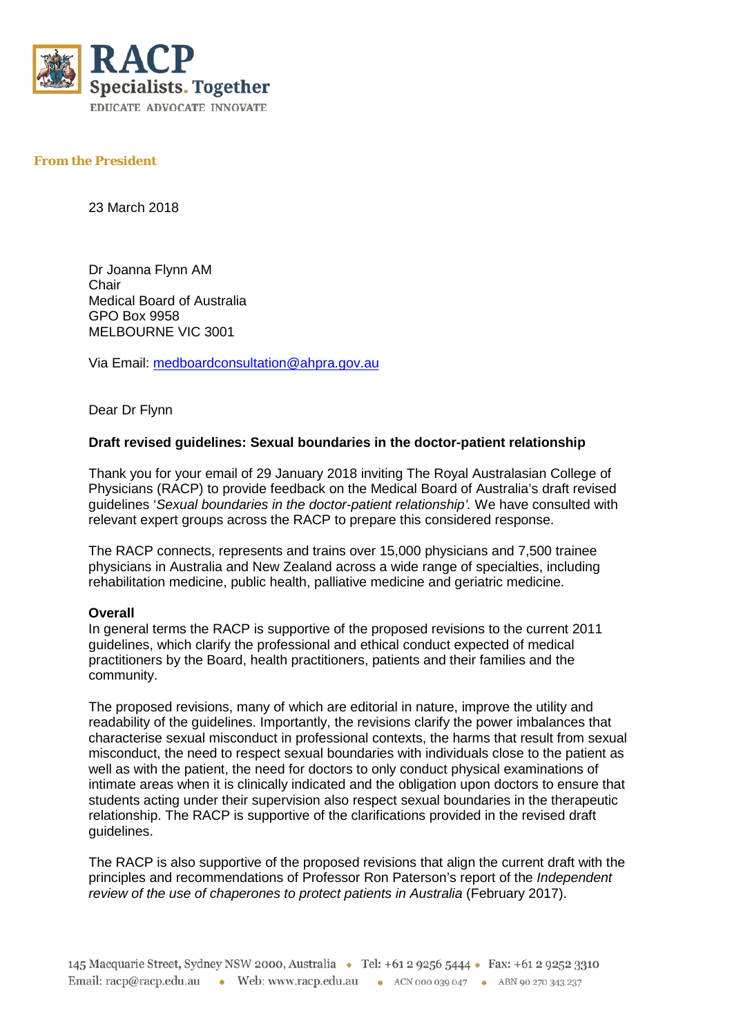**RACP**
**Specialists. Together**
EDUCATE ADVOCATE INNOVATE

**From the President**

23 March 2018

Dr Joanna Flynn AM
Chair
Medical Board of Australia
GPO Box 9958
MELBOURNE VIC 3001

Via Email: medboardconsultation@ahpra.gov.au

Dear Dr Flynn

**Draft revised guidelines: Sexual boundaries in the doctor-patient relationship**

Thank you for your email of 29 January 2018 inviting The Royal Australasian College of Physicians (RACP) to provide feedback on the Medical Board of Australia's draft revised guidelines '*Sexual boundaries in the doctor-patient relationship'.* We have consulted with relevant expert groups across the RACP to prepare this considered response.

The RACP connects, represents and trains over 15,000 physicians and 7,500 trainee physicians in Australia and New Zealand across a wide range of specialties, including rehabilitation medicine, public health, palliative medicine and geriatric medicine.

**Overall**

In general terms the RACP is supportive of the proposed revisions to the current 2011 guidelines, which clarify the professional and ethical conduct expected of medical practitioners by the Board, health practitioners, patients and their families and the community.

The proposed revisions, many of which are editorial in nature, improve the utility and readability of the guidelines. Importantly, the revisions clarify the power imbalances that characterise sexual misconduct in professional contexts, the harms that result from sexual misconduct, the need to respect sexual boundaries with individuals close to the patient as well as with the patient, the need for doctors to only conduct physical examinations of intimate areas when it is clinically indicated and the obligation upon doctors to ensure that students acting under their supervision also respect sexual boundaries in the therapeutic relationship. The RACP is supportive of the clarifications provided in the revised draft guidelines.

The RACP is also supportive of the proposed revisions that align the current draft with the principles and recommendations of Professor Ron Paterson's report of the *Independent review of the use of chaperones to protect patients in Australia* (February 2017).

145 Macquarie Street, Sydney NSW 2000, Australia • Tel: +61 2 9256 5444 • Fax: +61 2 9252 3310
Email: racp@racp.edu.au • Web: www.racp.edu.au • ACN 000 039 047 • ABN 90 270 343 237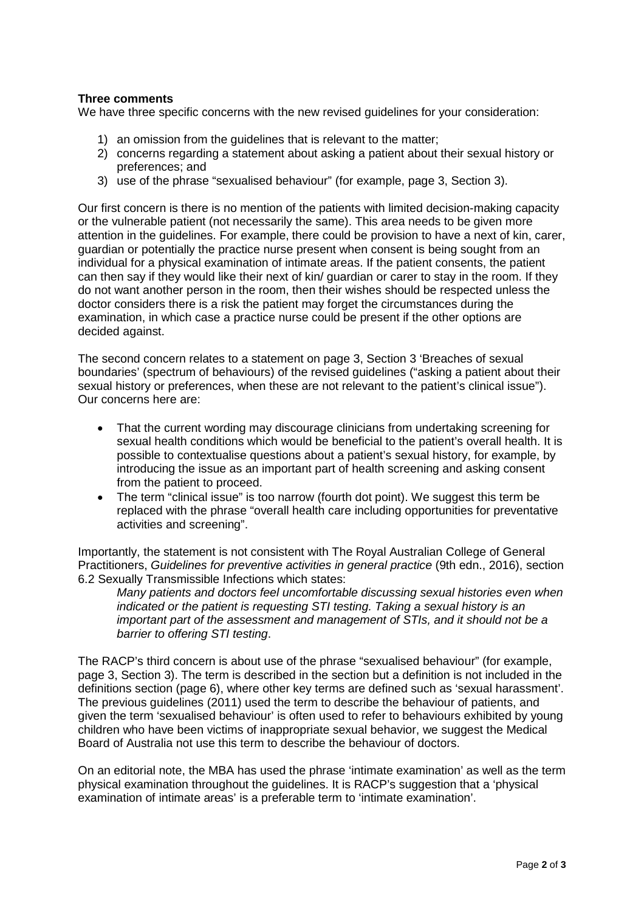**Three comments**

We have three specific concerns with the new revised guidelines for your consideration:

1) an omission from the guidelines that is relevant to the matter;
2) concerns regarding a statement about asking a patient about their sexual history or preferences; and
3) use of the phrase "sexualised behaviour" (for example, page 3, Section 3).

Our first concern is there is no mention of the patients with limited decision-making capacity or the vulnerable patient (not necessarily the same). This area needs to be given more attention in the guidelines. For example, there could be provision to have a next of kin, carer, guardian or potentially the practice nurse present when consent is being sought from an individual for a physical examination of intimate areas. If the patient consents, the patient can then say if they would like their next of kin/ guardian or carer to stay in the room. If they do not want another person in the room, then their wishes should be respected unless the doctor considers there is a risk the patient may forget the circumstances during the examination, in which case a practice nurse could be present if the other options are decided against.

The second concern relates to a statement on page 3, Section 3 'Breaches of sexual boundaries' (spectrum of behaviours) of the revised guidelines ("asking a patient about their sexual history or preferences, when these are not relevant to the patient's clinical issue"). Our concerns here are:

- That the current wording may discourage clinicians from undertaking screening for sexual health conditions which would be beneficial to the patient's overall health. It is possible to contextualise questions about a patient's sexual history, for example, by introducing the issue as an important part of health screening and asking consent from the patient to proceed.
- The term "clinical issue" is too narrow (fourth dot point). We suggest this term be replaced with the phrase "overall health care including opportunities for preventative activities and screening".

Importantly, the statement is not consistent with The Royal Australian College of General Practitioners, *Guidelines for preventive activities in general practice* (9th edn., 2016), section 6.2 Sexually Transmissible Infections which states:

> *Many patients and doctors feel uncomfortable discussing sexual histories even when indicated or the patient is requesting STI testing. Taking a sexual history is an important part of the assessment and management of STIs, and it should not be a barrier to offering STI testing*.

The RACP's third concern is about use of the phrase "sexualised behaviour" (for example, page 3, Section 3). The term is described in the section but a definition is not included in the definitions section (page 6), where other key terms are defined such as 'sexual harassment'. The previous guidelines (2011) used the term to describe the behaviour of patients, and given the term 'sexualised behaviour' is often used to refer to behaviours exhibited by young children who have been victims of inappropriate sexual behavior, we suggest the Medical Board of Australia not use this term to describe the behaviour of doctors.

On an editorial note, the MBA has used the phrase 'intimate examination' as well as the term physical examination throughout the guidelines. It is RACP's suggestion that a 'physical examination of intimate areas' is a preferable term to 'intimate examination'.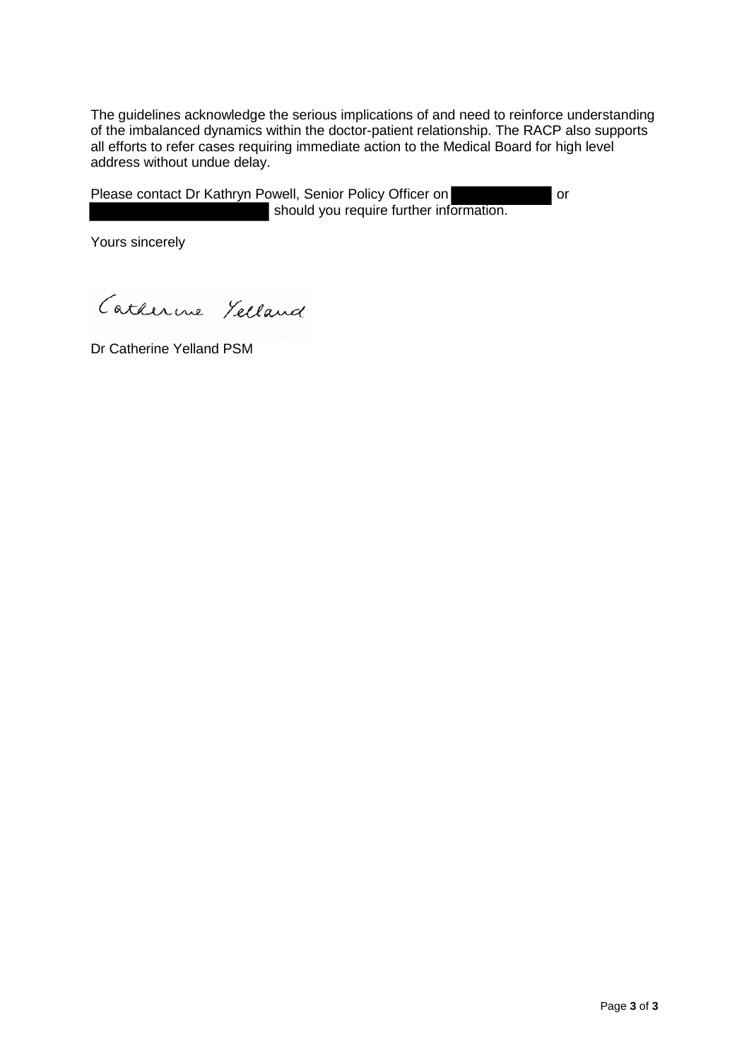The guidelines acknowledge the serious implications of and need to reinforce understanding of the imbalanced dynamics within the doctor-patient relationship. The RACP also supports all efforts to refer cases requiring immediate action to the Medical Board for high level address without undue delay.

Please contact Dr Kathryn Powell, Senior Policy Officer on [redacted] or [redacted] should you require further information.

Yours sincerely

Catherine Yelland

Dr Catherine Yelland PSM